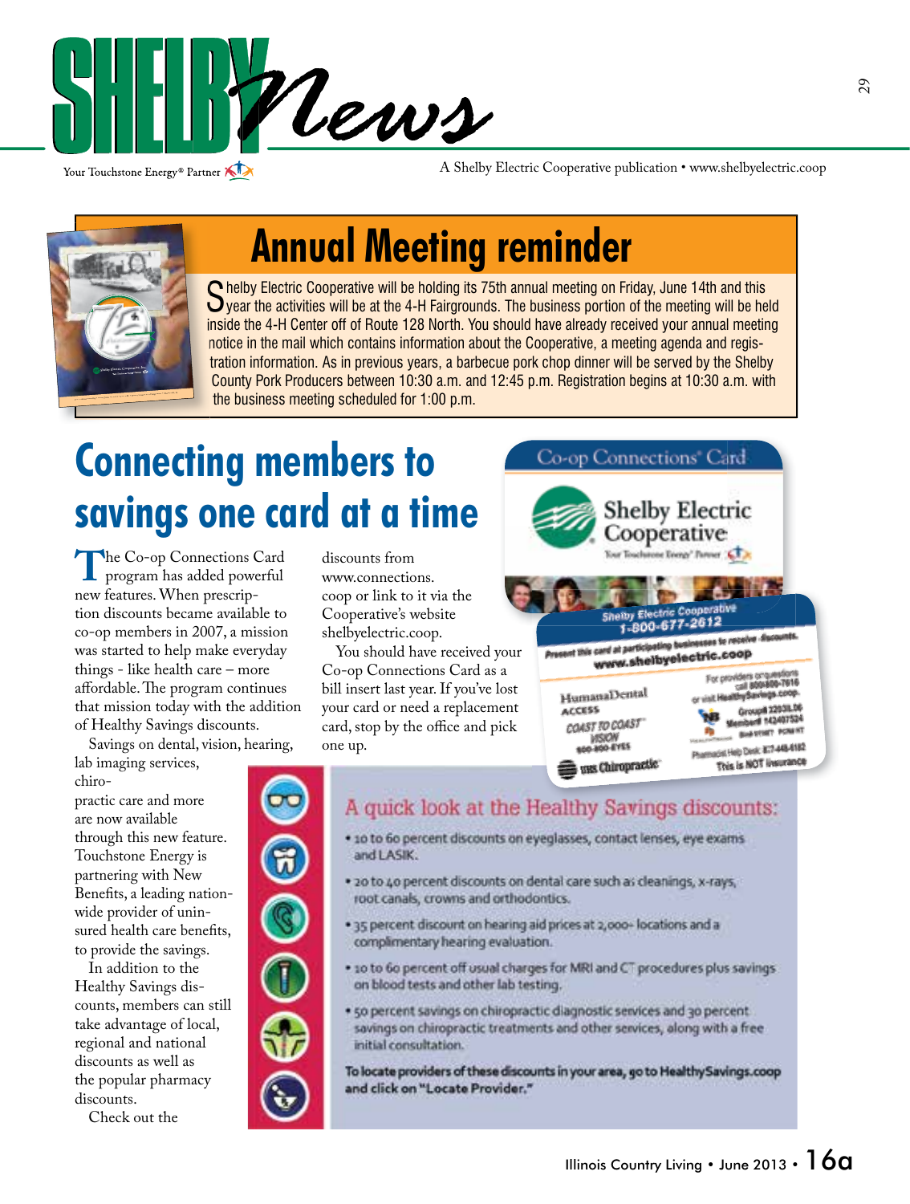# SHELBY News

Your Touchstone Energy® Partner

A Shelby Electric Cooperative publication • www.shelbyelectric.coop

## Annual Meeting reminder

Shelby Electric Cooperative will be holding its 75th annual meeting on Friday, June 14th and this year the activities will be at the 4-H Fairgrounds. The business portion of the meeting will be held inside the 4-H Center off of Route 128 North. You should have already received your annual meeting notice in the mail which contains information about the Cooperative, a meeting agenda and registration information. As in previous years, a barbecue pork chop dinner will be served by the Shelby County Pork Producers between 10:30 a.m. and 12:45 p.m. Registration begins at 10:30 a.m. with the business meeting scheduled for 1:00 p.m.

## Connecting members to savings one card at a time

The Co-op Connections Card program has added powerful new features. When prescription discounts became available to co-op members in 2007, a mission was started to help make everyday things - like health care – more affordable. The program continues that mission today with the addition of Healthy Savings discounts.

Savings on dental, vision, hearing, lab imaging services, chiropractic care and more are now available through this new feature. Touchstone Energy is partnering with New Benefits, a leading nationwide provider of uninsured health care benefits, to provide the savings.

In addition to the Healthy Savings discounts, members can still take advantage of local, regional and national discounts as well as the popular pharmacy discounts.

Check out the discounts from www.connections.coop or link to it via the Cooperative's website shelbyelectric.coop.

You should have received your Co-op Connections Card as a bill insert last year. If you've lost your card or need a replacement card, stop by the office and pick one up.

### A quick look at the Healthy Savings discounts:

- 10 to 60 percent discounts on eyeglasses, contact lenses, eye exams and LASIK.
- 20 to 40 percent discounts on dental care such as cleanings, x-rays, root canals, crowns and orthodontics.
- 35 percent discount on hearing aid prices at 2,000+ locations and a complimentary hearing evaluation.
- 10 to 60 percent off usual charges for MRI and CT procedures plus savings on blood tests and other lab testing.
- 50 percent savings on chiropractic diagnostic services and 30 percent savings on chiropractic treatments and other services, along with a free initial consultation.

**To locate providers of these discounts in your area, go to HealthySavings.coop and click on "Locate Provider."**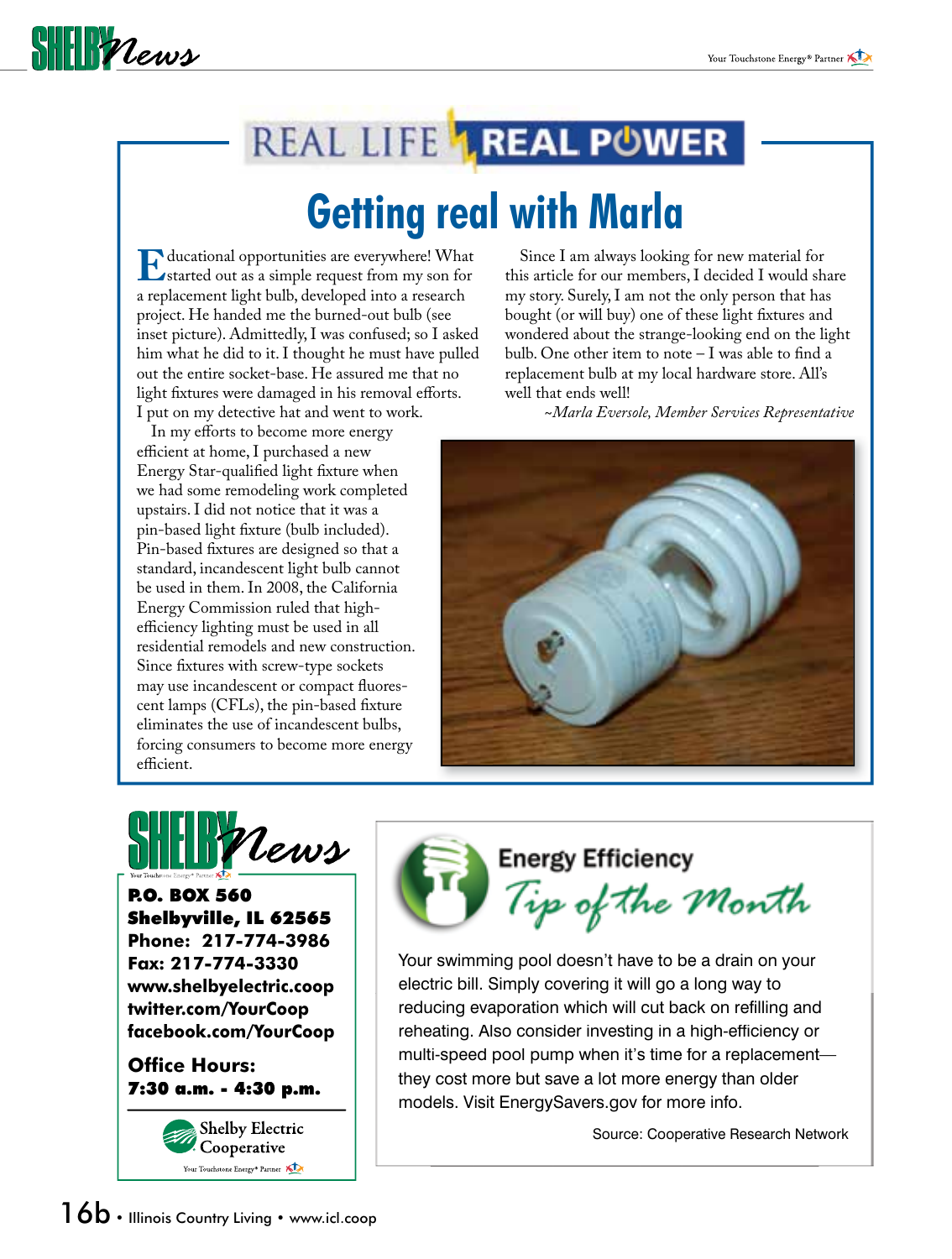# REAL LIFE REAL POWER

## Getting real with Marla

Educational opportunities are everywhere! What started out as a simple request from my son for a replacement light bulb, developed into a research project. He handed me the burned-out bulb (see inset picture). Admittedly, I was confused; so I asked him what he did to it. I thought he must have pulled out the entire socket-base. He assured me that no light fixtures were damaged in his removal efforts. I put on my detective hat and went to work.

In my efforts to become more energy efficient at home, I purchased a new Energy Star-qualified light fixture when we had some remodeling work completed upstairs. I did not notice that it was a pin-based light fixture (bulb included). Pin-based fixtures are designed so that a standard, incandescent light bulb cannot be used in them. In 2008, the California Energy Commission ruled that high-efficiency lighting must be used in all residential remodels and new construction. Since fixtures with screw-type sockets may use incandescent or compact fluorescent lamps (CFLs), the pin-based fixture eliminates the use of incandescent bulbs, forcing consumers to become more energy efficient.

Since I am always looking for new material for this article for our members, I decided I would share my story. Surely, I am not the only person that has bought (or will buy) one of these light fixtures and wondered about the strange-looking end on the light bulb. One other item to note – I was able to find a replacement bulb at my local hardware store. All's well that ends well!

*~Marla Eversole, Member Services Representative*

---

**SHELBY News**

**P.O. BOX 560**
**Shelbyville, IL 62565**
**Phone: 217-774-3986**
**Fax: 217-774-3330**
**www.shelbyelectric.coop**
**twitter.com/YourCoop**
**facebook.com/YourCoop**

**Office Hours:**
**7:30 a.m. - 4:30 p.m.**

Shelby Electric Cooperative
Your Touchstone Energy® Partner

---

## Energy Efficiency *Tip of the Month*

Your swimming pool doesn't have to be a drain on your electric bill. Simply covering it will go a long way to reducing evaporation which will cut back on refilling and reheating. Also consider investing in a high-efficiency or multi-speed pool pump when it's time for a replacement—they cost more but save a lot more energy than older models. Visit EnergySavers.gov for more info.

Source: Cooperative Research Network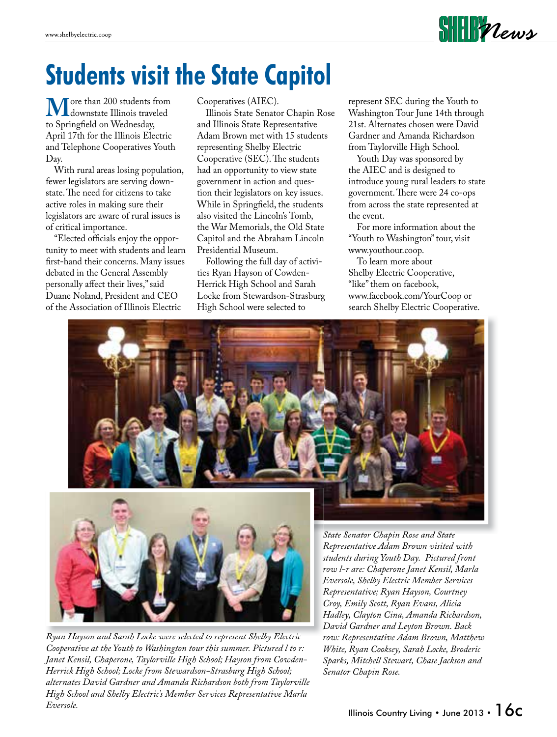# Students visit the State Capitol

More than 200 students from downstate Illinois traveled to Springfield on Wednesday, April 17th for the Illinois Electric and Telephone Cooperatives Youth Day.

With rural areas losing population, fewer legislators are serving downstate. The need for citizens to take active roles in making sure their legislators are aware of rural issues is of critical importance.

"Elected officials enjoy the opportunity to meet with students and learn first-hand their concerns. Many issues debated in the General Assembly personally affect their lives," said Duane Noland, President and CEO of the Association of Illinois Electric Cooperatives (AIEC).

Illinois State Senator Chapin Rose and Illinois State Representative Adam Brown met with 15 students representing Shelby Electric Cooperative (SEC). The students had an opportunity to view state government in action and question their legislators on key issues. While in Springfield, the students also visited the Lincoln's Tomb, the War Memorials, the Old State Capitol and the Abraham Lincoln Presidential Museum.

Following the full day of activities Ryan Hayson of Cowden-Herrick High School and Sarah Locke from Stewardson-Strasburg High School were selected to represent SEC during the Youth to Washington Tour June 14th through 21st. Alternates chosen were David Gardner and Amanda Richardson from Taylorville High School.

Youth Day was sponsored by the AIEC and is designed to introduce young rural leaders to state government. There were 24 co-ops from across the state represented at the event.

For more information about the "Youth to Washington" tour, visit www.youthour.coop.

To learn more about Shelby Electric Cooperative, "like" them on facebook, www.facebook.com/YourCoop or search Shelby Electric Cooperative.

*State Senator Chapin Rose and State Representative Adam Brown visited with students during Youth Day. Pictured front row l-r are: Chaperone Janet Kensil, Marla Eversole, Shelby Electric Member Services Representative; Ryan Hayson, Courtney Croy, Emily Scott, Ryan Evans, Alicia Hadley, Clayton Cina, Amanda Richardson, David Gardner and Leyton Brown. Back row: Representative Adam Brown, Matthew White, Ryan Cooksey, Sarah Locke, Broderic Sparks, Mitchell Stewart, Chase Jackson and Senator Chapin Rose.*

*Ryan Hayson and Sarah Locke were selected to represent Shelby Electric Cooperative at the Youth to Washington tour this summer. Pictured l to r: Janet Kensil, Chaperone, Taylorville High School; Hayson from Cowden-Herrick High School; Locke from Stewardson-Strasburg High School; alternates David Gardner and Amanda Richardson both from Taylorville High School and Shelby Electric's Member Services Representative Marla Eversole.*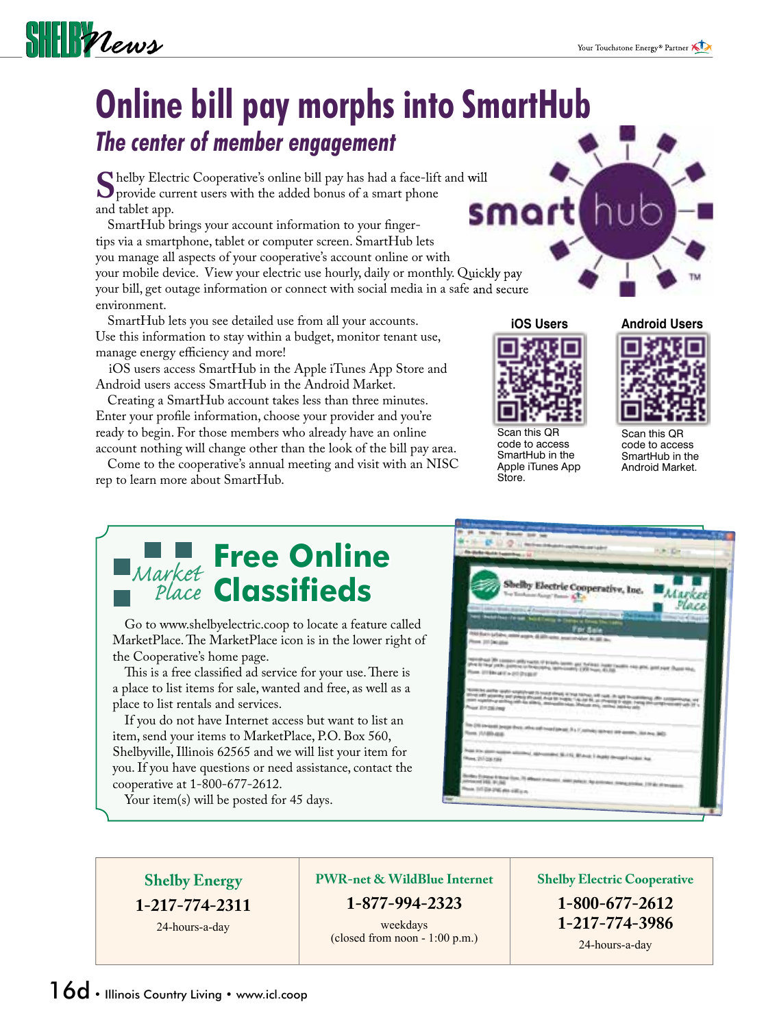# Online bill pay morphs into SmartHub

## *The center of member engagement*

Shelby Electric Cooperative's online bill pay has had a face-lift and will provide current users with the added bonus of a smart phone and tablet app.

SmartHub brings your account information to your fingertips via a smartphone, tablet or computer screen. SmartHub lets you manage all aspects of your cooperative's account online or with your mobile device. View your electric use hourly, daily or monthly. Quickly pay your bill, get outage information or connect with social media in a safe and secure environment.

SmartHub lets you see detailed use from all your accounts. Use this information to stay within a budget, monitor tenant use, manage energy efficiency and more!

iOS users access SmartHub in the Apple iTunes App Store and Android users access SmartHub in the Android Market.

Creating a SmartHub account takes less than three minutes. Enter your profile information, choose your provider and you're ready to begin. For those members who already have an online account nothing will change other than the look of the bill pay area.

Come to the cooperative's annual meeting and visit with an NISC rep to learn more about SmartHub.

**iOS Users**

Scan this QR code to access SmartHub in the Apple iTunes App Store.

**Android Users**

Scan this QR code to access SmartHub in the Android Market.

## Free Online Classifieds

Go to www.shelbyelectric.coop to locate a feature called MarketPlace. The MarketPlace icon is in the lower right of the Cooperative's home page.

This is a free classified ad service for your use. There is a place to list items for sale, wanted and free, as well as a place to list rentals and services.

If you do not have Internet access but want to list an item, send your items to MarketPlace, P.O. Box 560, Shelbyville, Illinois 62565 and we will list your item for you. If you have questions or need assistance, contact the cooperative at 1-800-677-2612.

Your item(s) will be posted for 45 days.

| Shelby Energy | PWR-net & WildBlue Internet | Shelby Electric Cooperative |
|---|---|---|
| **1-217-774-2311** | **1-877-994-2323** | **1-800-677-2612**<br>**1-217-774-3986** |
| 24-hours-a-day | weekdays<br>(closed from noon - 1:00 p.m.) | 24-hours-a-day |